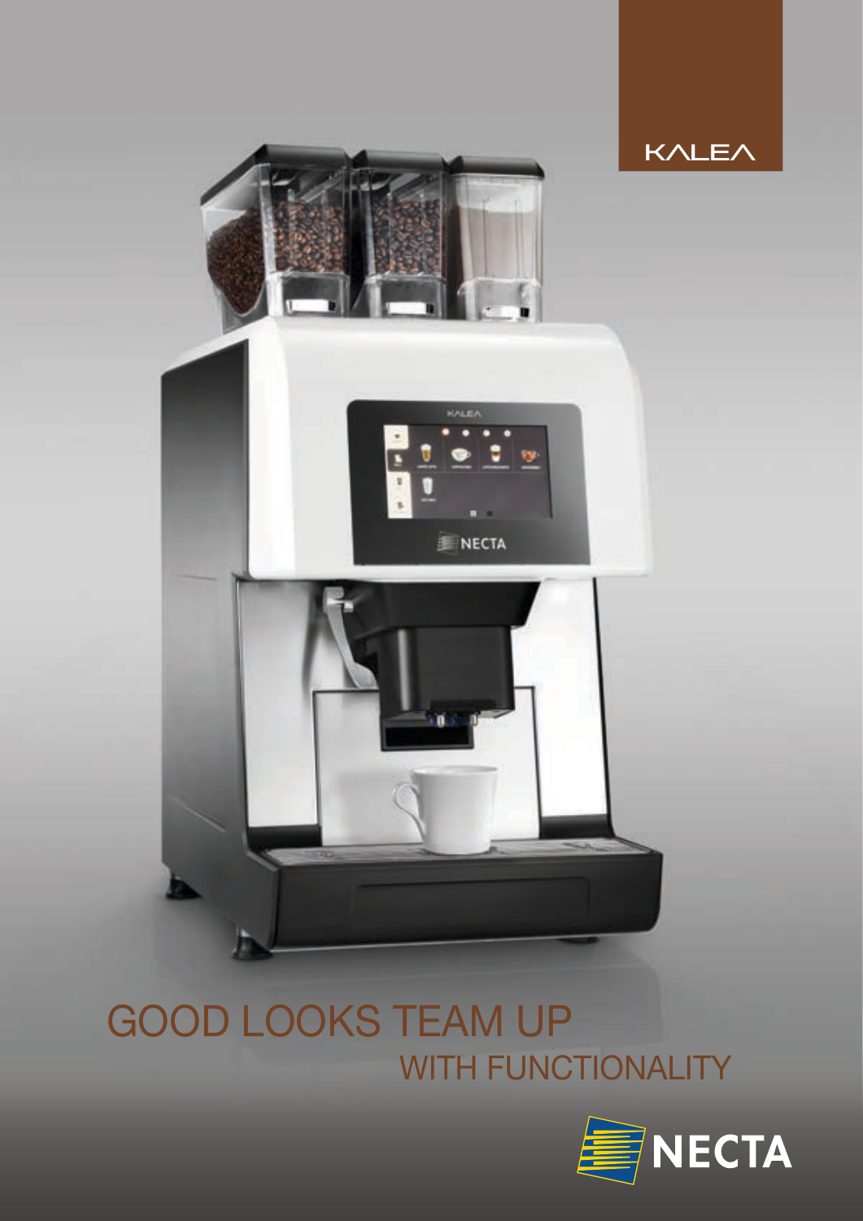KALEA

# GOOD LOOKS TEAM UP WITH FUNCTIONALITY

NECTA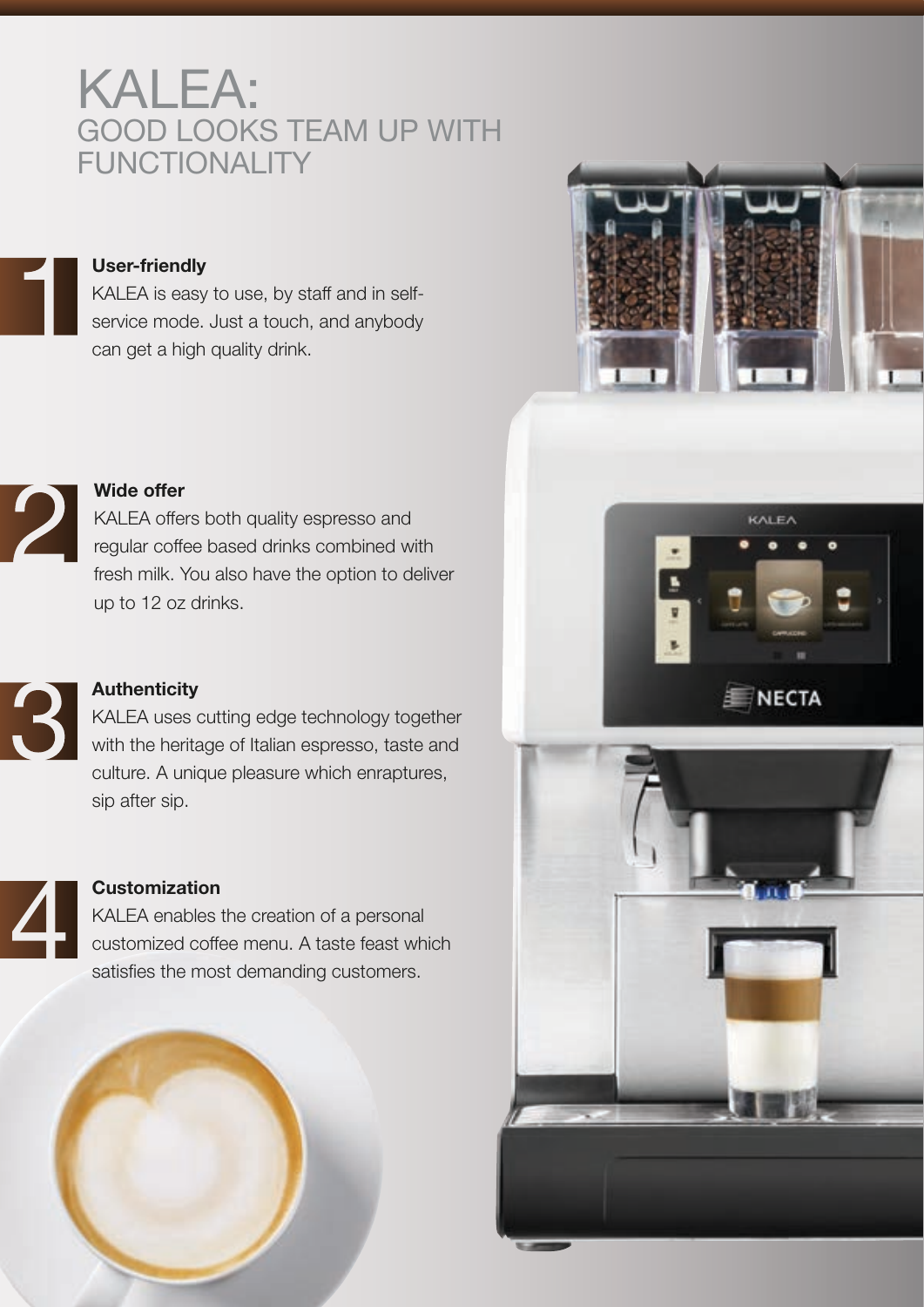# KALEA:
## GOOD LOOKS TEAM UP WITH FUNCTIONALITY

1 **User-friendly**
KALEA is easy to use, by staff and in self-service mode. Just a touch, and anybody can get a high quality drink.

2 **Wide offer**
KALEA offers both quality espresso and regular coffee based drinks combined with fresh milk. You also have the option to deliver up to 12 oz drinks.

3 **Authenticity**
KALEA uses cutting edge technology together with the heritage of Italian espresso, taste and culture. A unique pleasure which enraptures, sip after sip.

4 **Customization**
KALEA enables the creation of a personal customized coffee menu. A taste feast which satisfies the most demanding customers.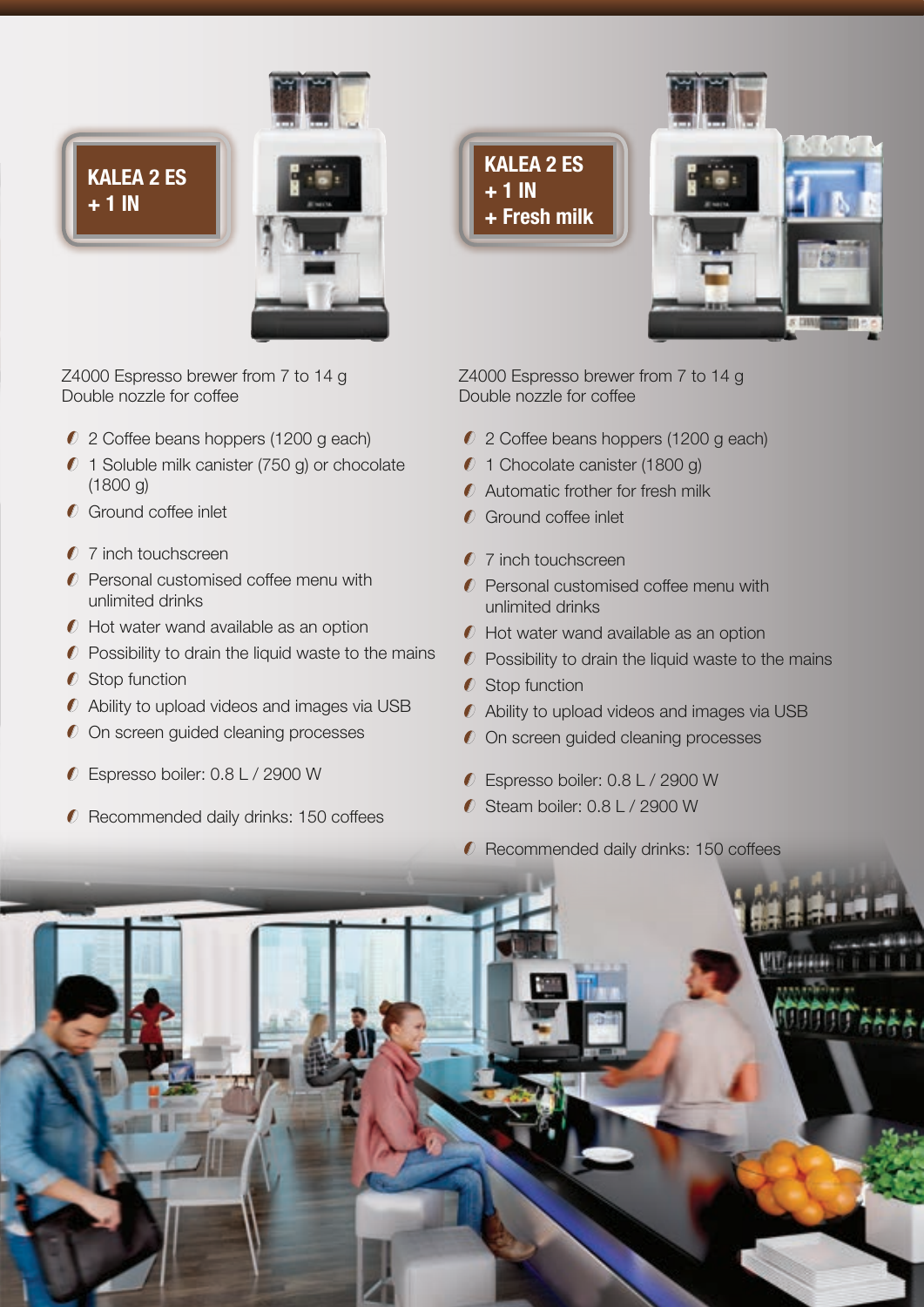## KALEA 2 ES + 1 IN

Z4000 Espresso brewer from 7 to 14 g
Double nozzle for coffee

- 2 Coffee beans hoppers (1200 g each)
- 1 Soluble milk canister (750 g) or chocolate (1800 g)
- Ground coffee inlet

- 7 inch touchscreen
- Personal customised coffee menu with unlimited drinks
- Hot water wand available as an option
- Possibility to drain the liquid waste to the mains
- Stop function
- Ability to upload videos and images via USB
- On screen guided cleaning processes

- Espresso boiler: 0.8 L / 2900 W

- Recommended daily drinks: 150 coffees

## KALEA 2 ES + 1 IN + Fresh milk

Z4000 Espresso brewer from 7 to 14 g
Double nozzle for coffee

- 2 Coffee beans hoppers (1200 g each)
- 1 Chocolate canister (1800 g)
- Automatic frother for fresh milk
- Ground coffee inlet

- 7 inch touchscreen
- Personal customised coffee menu with unlimited drinks
- Hot water wand available as an option
- Possibility to drain the liquid waste to the mains
- Stop function
- Ability to upload videos and images via USB
- On screen guided cleaning processes

- Espresso boiler: 0.8 L / 2900 W
- Steam boiler: 0.8 L / 2900 W

- Recommended daily drinks: 150 coffees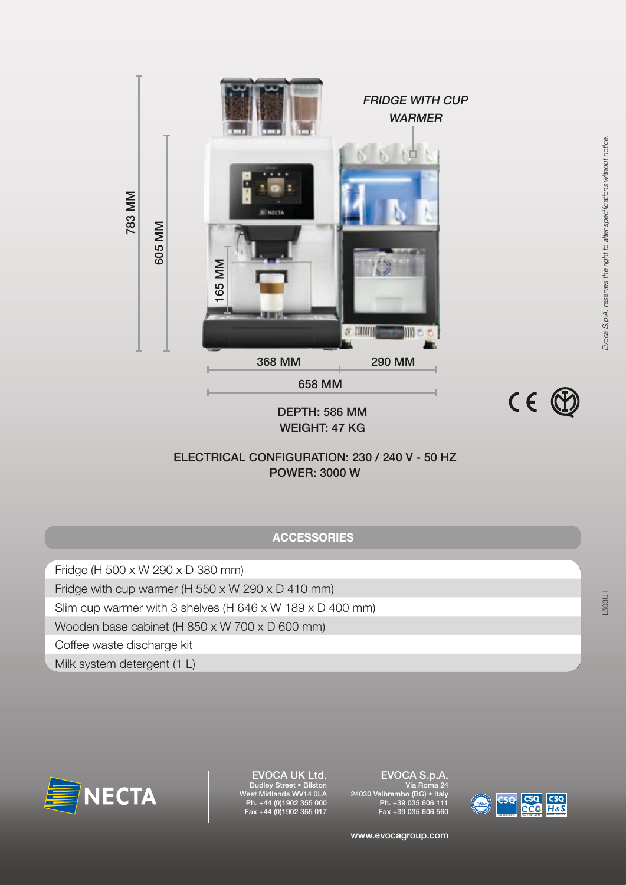FRIDGE WITH CUP WARMER

783 MM

605 MM

165 MM

368 MM

290 MM

658 MM

DEPTH: 586 MM
WEIGHT: 47 KG

ELECTRICAL CONFIGURATION: 230 / 240 V - 50 HZ
POWER: 3000 W

*Evoca S.p.A. reserves the right to alter specifications without notice.*

## ACCESSORIES

| |
|---|
| Fridge (H 500 x W 290 x D 380 mm) |
| Fridge with cup warmer (H 550 x W 290 x D 410 mm) |
| Slim cup warmer with 3 shelves (H 646 x W 189 x D 400 mm) |
| Wooden base cabinet (H 850 x W 700 x D 600 mm) |
| Coffee waste discharge kit |
| Milk system detergent (1 L) |

L503U1

NECTA

**EVOCA UK Ltd.**
Dudley Street • Bilston
West Midlands WV14 0LA
Ph. +44 (0)1902 355 000
Fax +44 (0)1902 355 017

**EVOCA S.p.A.**
Via Roma 24
24030 Valbrembo (BG) • Italy
Ph. +39 035 606 111
Fax +39 035 606 560

www.evocagroup.com